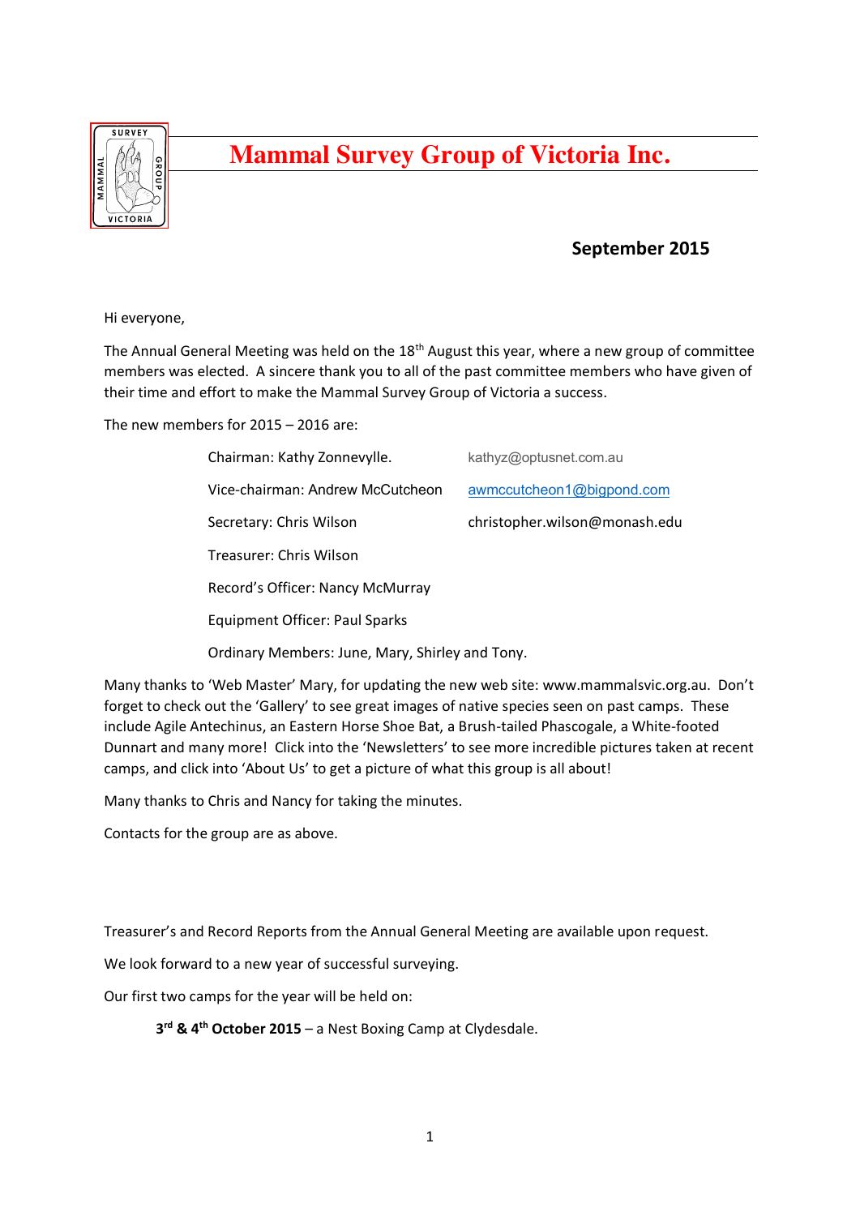# Mammal Survey Group of Victoria Inc.

**September 2015**

Hi everyone,

The Annual General Meeting was held on the 18th August this year, where a new group of committee members was elected. A sincere thank you to all of the past committee members who have given of their time and effort to make the Mammal Survey Group of Victoria a success.

The new members for 2015 – 2016 are:

| | |
|---|---|
| Chairman: Kathy Zonnevylle. | kathyz@optusnet.com.au |
| Vice-chairman: Andrew McCutcheon | awmccutcheon1@bigpond.com |
| Secretary: Chris Wilson | christopher.wilson@monash.edu |
| Treasurer: Chris Wilson | |
| Record's Officer: Nancy McMurray | |
| Equipment Officer: Paul Sparks | |
| Ordinary Members: June, Mary, Shirley and Tony. | |

Many thanks to 'Web Master' Mary, for updating the new web site: www.mammalsvic.org.au. Don't forget to check out the 'Gallery' to see great images of native species seen on past camps. These include Agile Antechinus, an Eastern Horse Shoe Bat, a Brush-tailed Phascogale, a White-footed Dunnart and many more! Click into the 'Newsletters' to see more incredible pictures taken at recent camps, and click into 'About Us' to get a picture of what this group is all about!

Many thanks to Chris and Nancy for taking the minutes.

Contacts for the group are as above.

Treasurer's and Record Reports from the Annual General Meeting are available upon request.

We look forward to a new year of successful surveying.

Our first two camps for the year will be held on:

**3rd & 4th October 2015** – a Nest Boxing Camp at Clydesdale.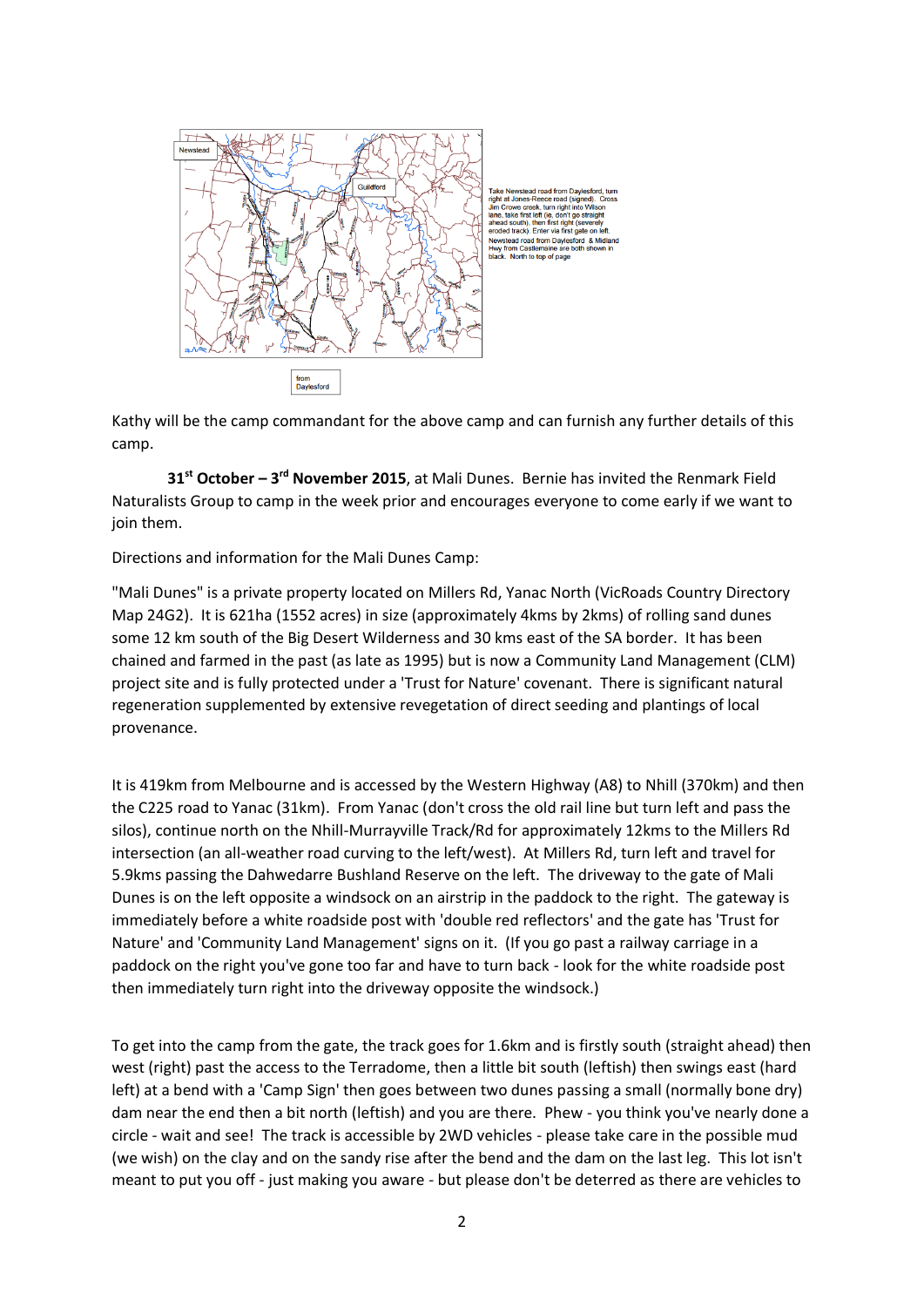Take Newstead road from Daylesford, turn right at Jones-Reece road (signed). Cross Jim Crowe creek, turn right into Wilson lane, take first left (ie, don't go straight ahead south), then first right (severely eroded track). Enter via first gate on left. Newstead road from Daylesford & Midland Hwy from Castlemaine are both shown in black. North to top of page

Kathy will be the camp commandant for the above camp and can furnish any further details of this camp.

**31st October – 3rd November 2015**, at Mali Dunes. Bernie has invited the Renmark Field Naturalists Group to camp in the week prior and encourages everyone to come early if we want to join them.

Directions and information for the Mali Dunes Camp:

"Mali Dunes" is a private property located on Millers Rd, Yanac North (VicRoads Country Directory Map 24G2). It is 621ha (1552 acres) in size (approximately 4kms by 2kms) of rolling sand dunes some 12 km south of the Big Desert Wilderness and 30 kms east of the SA border. It has been chained and farmed in the past (as late as 1995) but is now a Community Land Management (CLM) project site and is fully protected under a 'Trust for Nature' covenant. There is significant natural regeneration supplemented by extensive revegetation of direct seeding and plantings of local provenance.

It is 419km from Melbourne and is accessed by the Western Highway (A8) to Nhill (370km) and then the C225 road to Yanac (31km). From Yanac (don't cross the old rail line but turn left and pass the silos), continue north on the Nhill-Murrayville Track/Rd for approximately 12kms to the Millers Rd intersection (an all-weather road curving to the left/west). At Millers Rd, turn left and travel for 5.9kms passing the Dahwedarre Bushland Reserve on the left. The driveway to the gate of Mali Dunes is on the left opposite a windsock on an airstrip in the paddock to the right. The gateway is immediately before a white roadside post with 'double red reflectors' and the gate has 'Trust for Nature' and 'Community Land Management' signs on it. (If you go past a railway carriage in a paddock on the right you've gone too far and have to turn back - look for the white roadside post then immediately turn right into the driveway opposite the windsock.)

To get into the camp from the gate, the track goes for 1.6km and is firstly south (straight ahead) then west (right) past the access to the Terradome, then a little bit south (leftish) then swings east (hard left) at a bend with a 'Camp Sign' then goes between two dunes passing a small (normally bone dry) dam near the end then a bit north (leftish) and you are there. Phew - you think you've nearly done a circle - wait and see! The track is accessible by 2WD vehicles - please take care in the possible mud (we wish) on the clay and on the sandy rise after the bend and the dam on the last leg. This lot isn't meant to put you off - just making you aware - but please don't be deterred as there are vehicles to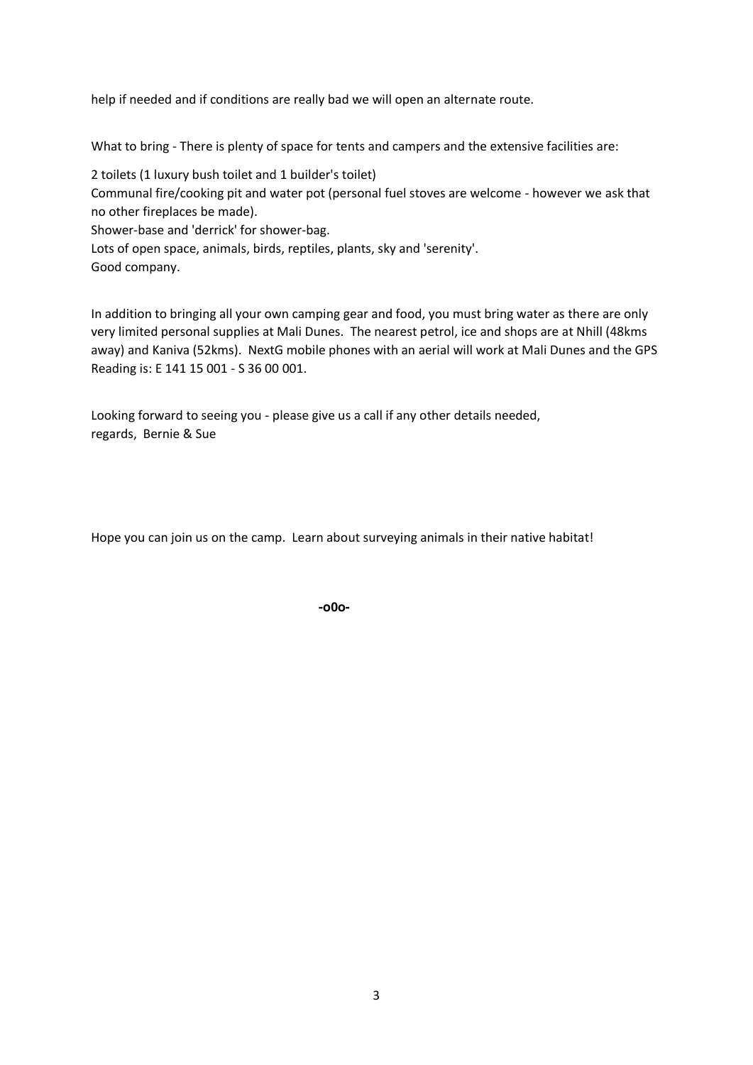help if needed and if conditions are really bad we will open an alternate route.

What to bring - There is plenty of space for tents and campers and the extensive facilities are:

2 toilets (1 luxury bush toilet and 1 builder's toilet)
Communal fire/cooking pit and water pot (personal fuel stoves are welcome - however we ask that no other fireplaces be made).
Shower-base and 'derrick' for shower-bag.
Lots of open space, animals, birds, reptiles, plants, sky and 'serenity'.
Good company.

In addition to bringing all your own camping gear and food, you must bring water as there are only very limited personal supplies at Mali Dunes. The nearest petrol, ice and shops are at Nhill (48kms away) and Kaniva (52kms). NextG mobile phones with an aerial will work at Mali Dunes and the GPS Reading is: E 141 15 001 - S 36 00 001.

Looking forward to seeing you - please give us a call if any other details needed,
regards, Bernie & Sue

Hope you can join us on the camp. Learn about surveying animals in their native habitat!

**-o0o-**